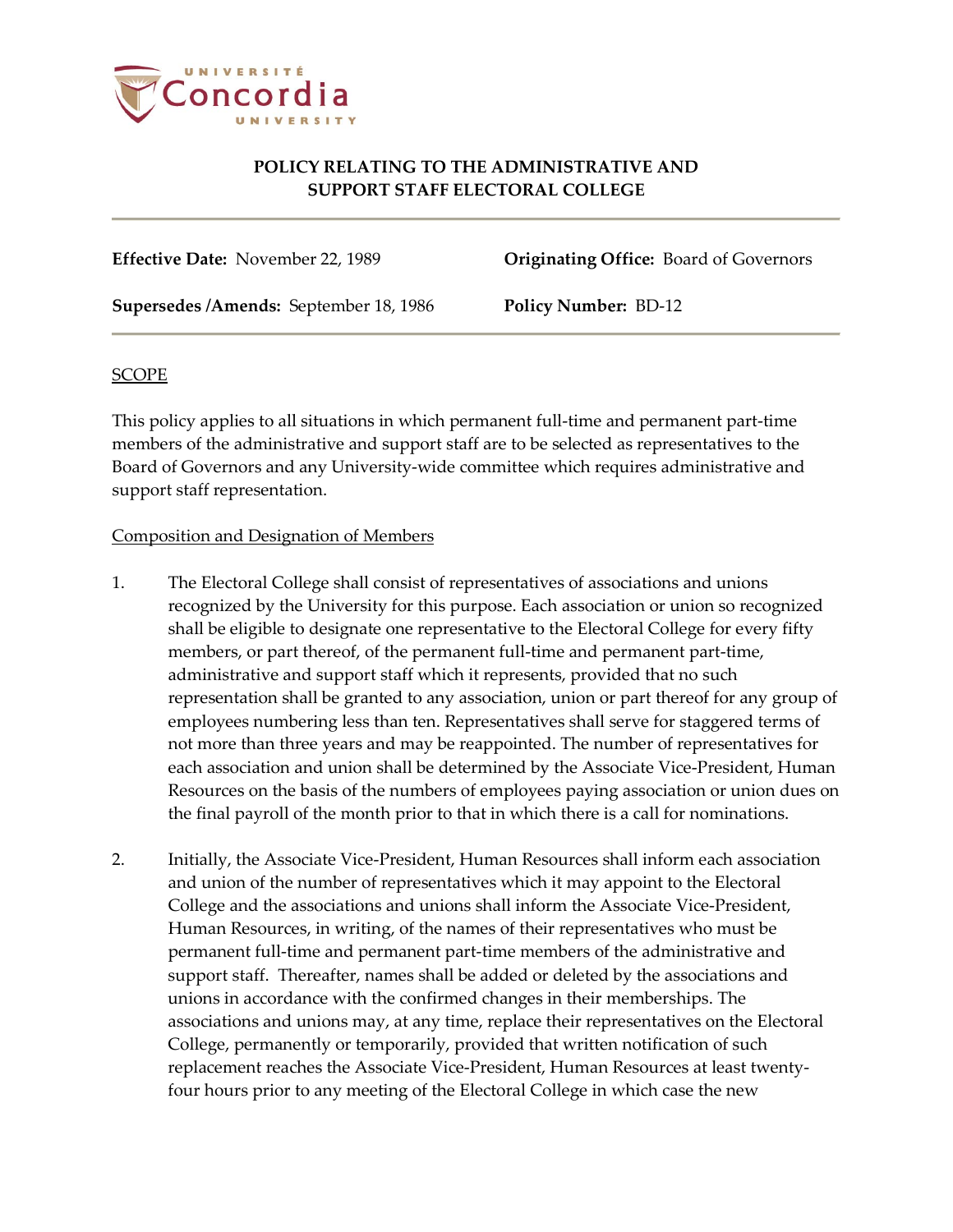# POLICY RELATING TO THE ADMINISTRATIVE AND SUPPORT STAFF ELECTORAL COLLEGE

**Effective Date:** November 22, 1989

**Originating Office:** Board of Governors

**Supersedes /Amends:** September 18, 1986

**Policy Number:** BD-12

## SCOPE

This policy applies to all situations in which permanent full-time and permanent part-time members of the administrative and support staff are to be selected as representatives to the Board of Governors and any University-wide committee which requires administrative and support staff representation.

### Composition and Designation of Members

1. The Electoral College shall consist of representatives of associations and unions recognized by the University for this purpose. Each association or union so recognized shall be eligible to designate one representative to the Electoral College for every fifty members, or part thereof, of the permanent full-time and permanent part-time, administrative and support staff which it represents, provided that no such representation shall be granted to any association, union or part thereof for any group of employees numbering less than ten. Representatives shall serve for staggered terms of not more than three years and may be reappointed. The number of representatives for each association and union shall be determined by the Associate Vice-President, Human Resources on the basis of the numbers of employees paying association or union dues on the final payroll of the month prior to that in which there is a call for nominations.

2. Initially, the Associate Vice-President, Human Resources shall inform each association and union of the number of representatives which it may appoint to the Electoral College and the associations and unions shall inform the Associate Vice-President, Human Resources, in writing, of the names of their representatives who must be permanent full-time and permanent part-time members of the administrative and support staff. Thereafter, names shall be added or deleted by the associations and unions in accordance with the confirmed changes in their memberships. The associations and unions may, at any time, replace their representatives on the Electoral College, permanently or temporarily, provided that written notification of such replacement reaches the Associate Vice-President, Human Resources at least twenty-four hours prior to any meeting of the Electoral College in which case the new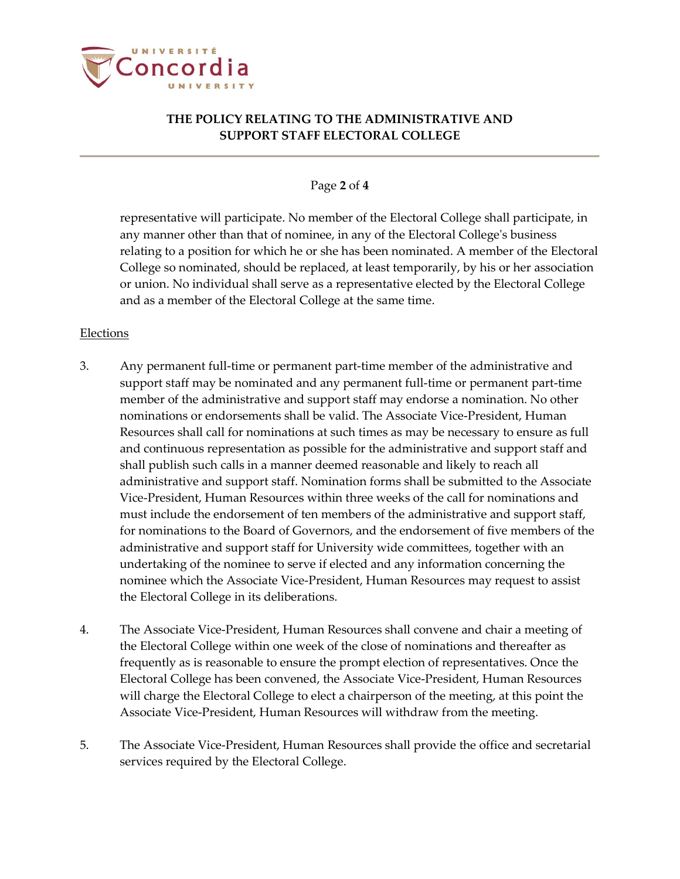representative will participate. No member of the Electoral College shall participate, in any manner other than that of nominee, in any of the Electoral College's business relating to a position for which he or she has been nominated. A member of the Electoral College so nominated, should be replaced, at least temporarily, by his or her association or union. No individual shall serve as a representative elected by the Electoral College and as a member of the Electoral College at the same time.

Elections

3. Any permanent full-time or permanent part-time member of the administrative and support staff may be nominated and any permanent full-time or permanent part-time member of the administrative and support staff may endorse a nomination. No other nominations or endorsements shall be valid. The Associate Vice-President, Human Resources shall call for nominations at such times as may be necessary to ensure as full and continuous representation as possible for the administrative and support staff and shall publish such calls in a manner deemed reasonable and likely to reach all administrative and support staff. Nomination forms shall be submitted to the Associate Vice-President, Human Resources within three weeks of the call for nominations and must include the endorsement of ten members of the administrative and support staff, for nominations to the Board of Governors, and the endorsement of five members of the administrative and support staff for University wide committees, together with an undertaking of the nominee to serve if elected and any information concerning the nominee which the Associate Vice-President, Human Resources may request to assist the Electoral College in its deliberations.

4. The Associate Vice-President, Human Resources shall convene and chair a meeting of the Electoral College within one week of the close of nominations and thereafter as frequently as is reasonable to ensure the prompt election of representatives. Once the Electoral College has been convened, the Associate Vice-President, Human Resources will charge the Electoral College to elect a chairperson of the meeting, at this point the Associate Vice-President, Human Resources will withdraw from the meeting.

5. The Associate Vice-President, Human Resources shall provide the office and secretarial services required by the Electoral College.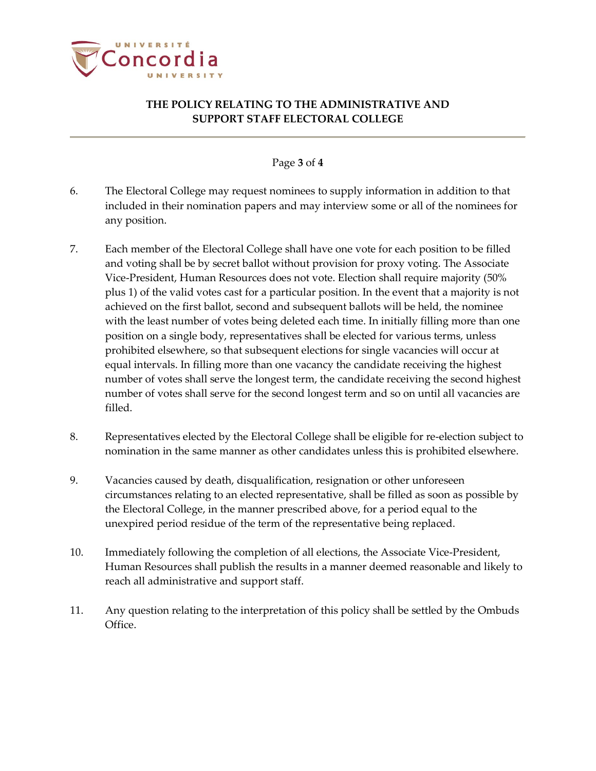6. The Electoral College may request nominees to supply information in addition to that included in their nomination papers and may interview some or all of the nominees for any position.

7. Each member of the Electoral College shall have one vote for each position to be filled and voting shall be by secret ballot without provision for proxy voting. The Associate Vice-President, Human Resources does not vote. Election shall require majority (50% plus 1) of the valid votes cast for a particular position. In the event that a majority is not achieved on the first ballot, second and subsequent ballots will be held, the nominee with the least number of votes being deleted each time. In initially filling more than one position on a single body, representatives shall be elected for various terms, unless prohibited elsewhere, so that subsequent elections for single vacancies will occur at equal intervals. In filling more than one vacancy the candidate receiving the highest number of votes shall serve the longest term, the candidate receiving the second highest number of votes shall serve for the second longest term and so on until all vacancies are filled.

8. Representatives elected by the Electoral College shall be eligible for re-election subject to nomination in the same manner as other candidates unless this is prohibited elsewhere.

9. Vacancies caused by death, disqualification, resignation or other unforeseen circumstances relating to an elected representative, shall be filled as soon as possible by the Electoral College, in the manner prescribed above, for a period equal to the unexpired period residue of the term of the representative being replaced.

10. Immediately following the completion of all elections, the Associate Vice-President, Human Resources shall publish the results in a manner deemed reasonable and likely to reach all administrative and support staff.

11. Any question relating to the interpretation of this policy shall be settled by the Ombuds Office.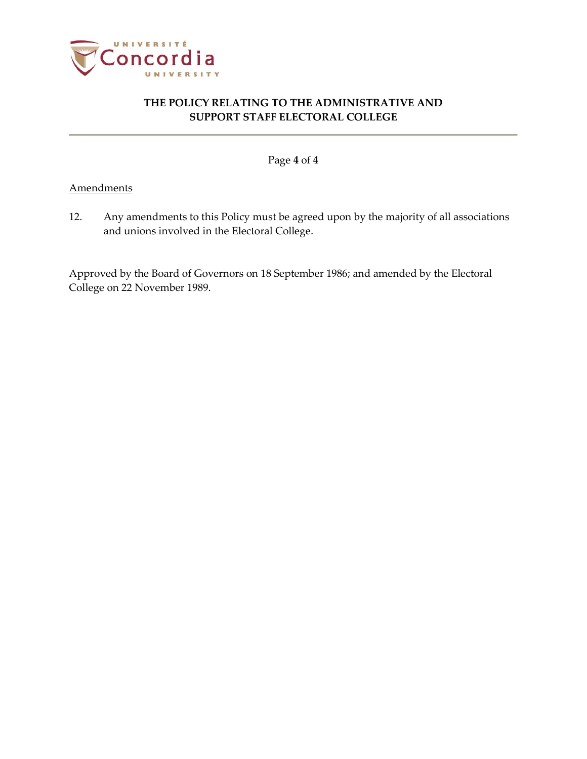Amendments

12. Any amendments to this Policy must be agreed upon by the majority of all associations and unions involved in the Electoral College.

Approved by the Board of Governors on 18 September 1986; and amended by the Electoral College on 22 November 1989.